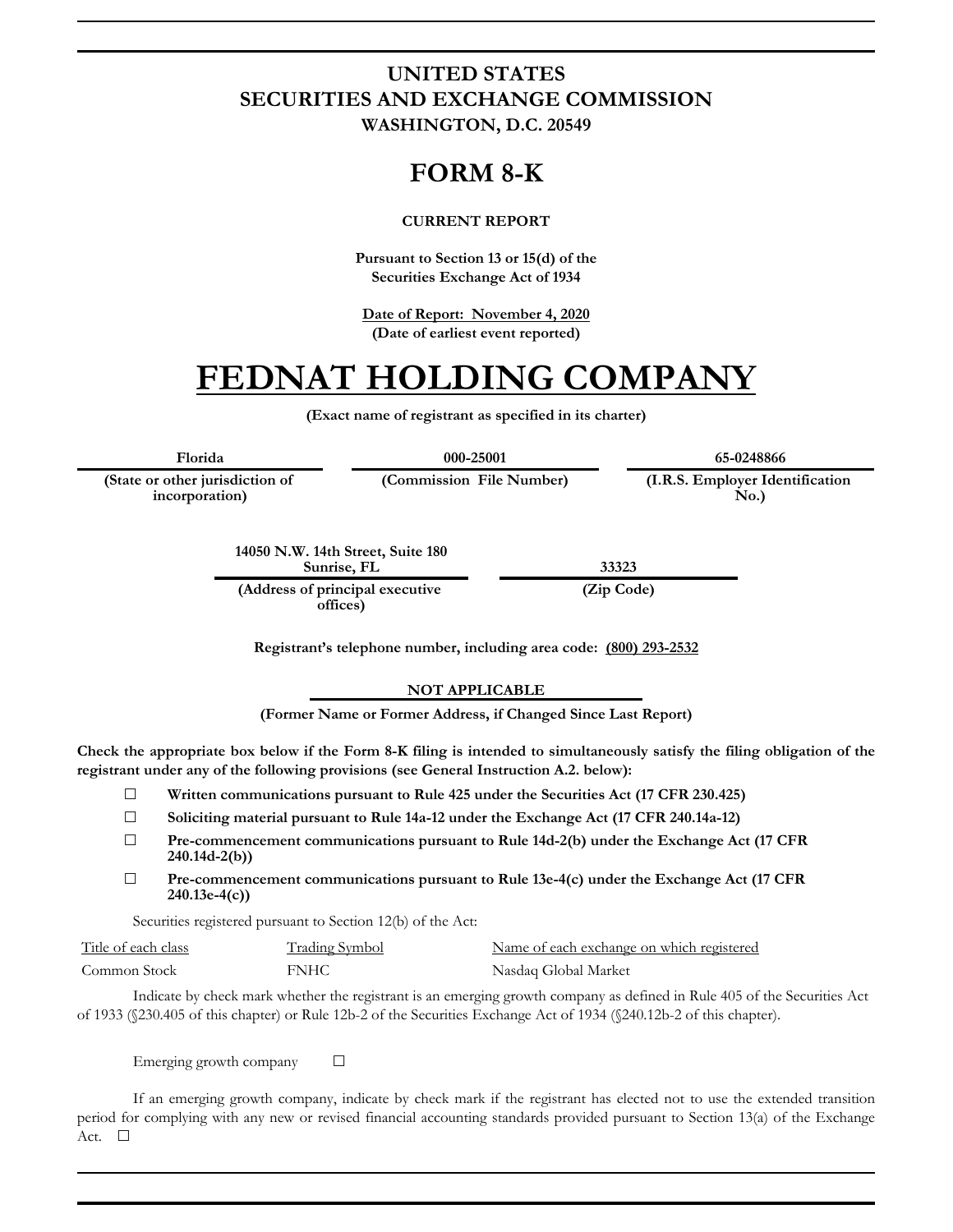# UNITED STATES
# SECURITIES AND EXCHANGE COMMISSION
**WASHINGTON, D.C. 20549**

# FORM 8-K

**CURRENT REPORT**

**Pursuant to Section 13 or 15(d) of the Securities Exchange Act of 1934**

**Date of Report: November 4, 2020**
**(Date of earliest event reported)**

# FEDNAT HOLDING COMPANY

**(Exact name of registrant as specified in its charter)**

| Florida | 000-25001 | 65-0248866 |
|---|---|---|
| (State or other jurisdiction of incorporation) | (Commission File Number) | (I.R.S. Employer Identification No.) |

| 14050 N.W. 14th Street, Suite 180 Sunrise, FL | 33323 |
|---|---|
| (Address of principal executive offices) | (Zip Code) |

**Registrant's telephone number, including area code: (800) 293-2532**

**NOT APPLICABLE**

**(Former Name or Former Address, if Changed Since Last Report)**

**Check the appropriate box below if the Form 8-K filing is intended to simultaneously satisfy the filing obligation of the registrant under any of the following provisions (see General Instruction A.2. below):**

☐ **Written communications pursuant to Rule 425 under the Securities Act (17 CFR 230.425)**

☐ **Soliciting material pursuant to Rule 14a-12 under the Exchange Act (17 CFR 240.14a-12)**

☐ **Pre-commencement communications pursuant to Rule 14d-2(b) under the Exchange Act (17 CFR 240.14d-2(b))**

☐ **Pre-commencement communications pursuant to Rule 13e-4(c) under the Exchange Act (17 CFR 240.13e-4(c))**

Securities registered pursuant to Section 12(b) of the Act:

| Title of each class | Trading Symbol | Name of each exchange on which registered |
|---|---|---|
| Common Stock | FNHC | Nasdaq Global Market |

Indicate by check mark whether the registrant is an emerging growth company as defined in Rule 405 of the Securities Act of 1933 (§230.405 of this chapter) or Rule 12b-2 of the Securities Exchange Act of 1934 (§240.12b-2 of this chapter).

Emerging growth company ☐

If an emerging growth company, indicate by check mark if the registrant has elected not to use the extended transition period for complying with any new or revised financial accounting standards provided pursuant to Section 13(a) of the Exchange Act. ☐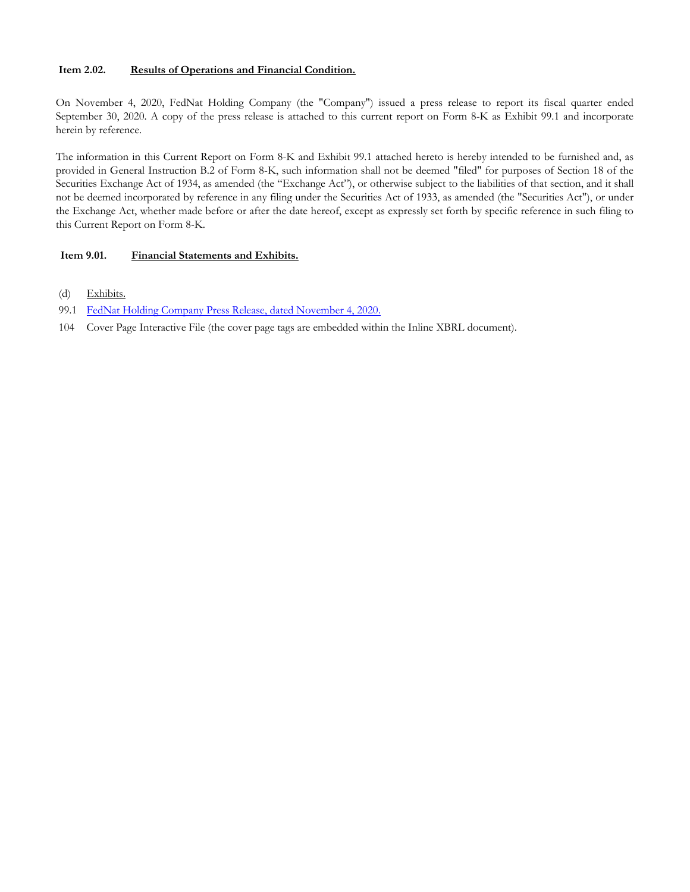**Item 2.02. Results of Operations and Financial Condition.**

On November 4, 2020, FedNat Holding Company (the "Company") issued a press release to report its fiscal quarter ended September 30, 2020. A copy of the press release is attached to this current report on Form 8-K as Exhibit 99.1 and incorporate herein by reference.

The information in this Current Report on Form 8-K and Exhibit 99.1 attached hereto is hereby intended to be furnished and, as provided in General Instruction B.2 of Form 8-K, such information shall not be deemed "filed" for purposes of Section 18 of the Securities Exchange Act of 1934, as amended (the "Exchange Act"), or otherwise subject to the liabilities of that section, and it shall not be deemed incorporated by reference in any filing under the Securities Act of 1933, as amended (the "Securities Act"), or under the Exchange Act, whether made before or after the date hereof, except as expressly set forth by specific reference in such filing to this Current Report on Form 8-K.

**Item 9.01. Financial Statements and Exhibits.**

(d) Exhibits.

99.1 FedNat Holding Company Press Release, dated November 4, 2020.

104 Cover Page Interactive File (the cover page tags are embedded within the Inline XBRL document).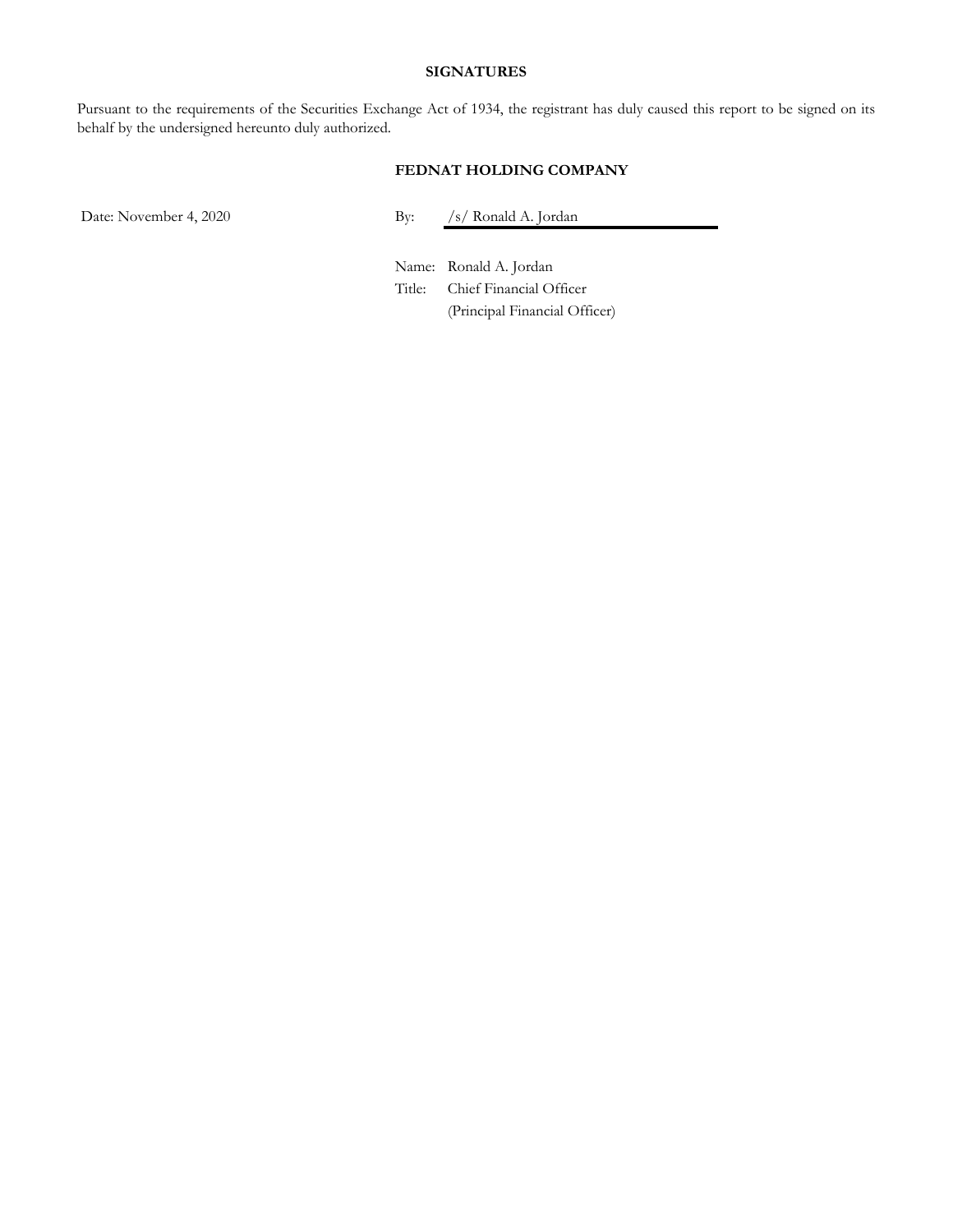**SIGNATURES**

Pursuant to the requirements of the Securities Exchange Act of 1934, the registrant has duly caused this report to be signed on its behalf by the undersigned hereunto duly authorized.

**FEDNAT HOLDING COMPANY**

Date: November 4, 2020

By: /s/ Ronald A. Jordan

Name: Ronald A. Jordan
Title: Chief Financial Officer
(Principal Financial Officer)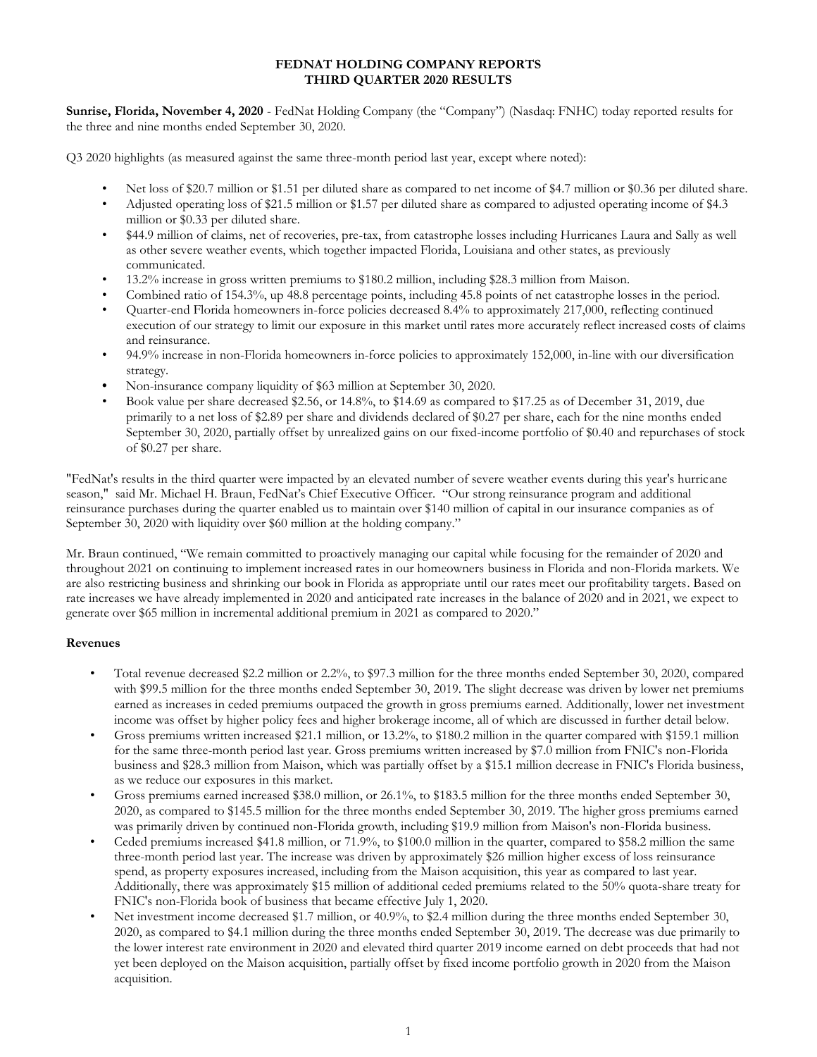**FEDNAT HOLDING COMPANY REPORTS**
**THIRD QUARTER 2020 RESULTS**

**Sunrise, Florida, November 4, 2020** - FedNat Holding Company (the "Company") (Nasdaq: FNHC) today reported results for the three and nine months ended September 30, 2020.

Q3 2020 highlights (as measured against the same three-month period last year, except where noted):

- Net loss of $20.7 million or $1.51 per diluted share as compared to net income of $4.7 million or $0.36 per diluted share.
- Adjusted operating loss of $21.5 million or $1.57 per diluted share as compared to adjusted operating income of $4.3 million or $0.33 per diluted share.
- $44.9 million of claims, net of recoveries, pre-tax, from catastrophe losses including Hurricanes Laura and Sally as well as other severe weather events, which together impacted Florida, Louisiana and other states, as previously communicated.
- 13.2% increase in gross written premiums to $180.2 million, including $28.3 million from Maison.
- Combined ratio of 154.3%, up 48.8 percentage points, including 45.8 points of net catastrophe losses in the period.
- Quarter-end Florida homeowners in-force policies decreased 8.4% to approximately 217,000, reflecting continued execution of our strategy to limit our exposure in this market until rates more accurately reflect increased costs of claims and reinsurance.
- 94.9% increase in non-Florida homeowners in-force policies to approximately 152,000, in-line with our diversification strategy.
- Non-insurance company liquidity of $63 million at September 30, 2020.
- Book value per share decreased $2.56, or 14.8%, to $14.69 as compared to $17.25 as of December 31, 2019, due primarily to a net loss of $2.89 per share and dividends declared of $0.27 per share, each for the nine months ended September 30, 2020, partially offset by unrealized gains on our fixed-income portfolio of $0.40 and repurchases of stock of $0.27 per share.

"FedNat's results in the third quarter were impacted by an elevated number of severe weather events during this year's hurricane season," said Mr. Michael H. Braun, FedNat's Chief Executive Officer. "Our strong reinsurance program and additional reinsurance purchases during the quarter enabled us to maintain over $140 million of capital in our insurance companies as of September 30, 2020 with liquidity over $60 million at the holding company."

Mr. Braun continued, "We remain committed to proactively managing our capital while focusing for the remainder of 2020 and throughout 2021 on continuing to implement increased rates in our homeowners business in Florida and non-Florida markets. We are also restricting business and shrinking our book in Florida as appropriate until our rates meet our profitability targets. Based on rate increases we have already implemented in 2020 and anticipated rate increases in the balance of 2020 and in 2021, we expect to generate over $65 million in incremental additional premium in 2021 as compared to 2020."

### Revenues

- Total revenue decreased $2.2 million or 2.2%, to $97.3 million for the three months ended September 30, 2020, compared with $99.5 million for the three months ended September 30, 2019. The slight decrease was driven by lower net premiums earned as increases in ceded premiums outpaced the growth in gross premiums earned. Additionally, lower net investment income was offset by higher policy fees and higher brokerage income, all of which are discussed in further detail below.
- Gross premiums written increased $21.1 million, or 13.2%, to $180.2 million in the quarter compared with $159.1 million for the same three-month period last year. Gross premiums written increased by $7.0 million from FNIC's non-Florida business and $28.3 million from Maison, which was partially offset by a $15.1 million decrease in FNIC's Florida business, as we reduce our exposures in this market.
- Gross premiums earned increased $38.0 million, or 26.1%, to $183.5 million for the three months ended September 30, 2020, as compared to $145.5 million for the three months ended September 30, 2019. The higher gross premiums earned was primarily driven by continued non-Florida growth, including $19.9 million from Maison's non-Florida business.
- Ceded premiums increased $41.8 million, or 71.9%, to $100.0 million in the quarter, compared to $58.2 million the same three-month period last year. The increase was driven by approximately $26 million higher excess of loss reinsurance spend, as property exposures increased, including from the Maison acquisition, this year as compared to last year. Additionally, there was approximately $15 million of additional ceded premiums related to the 50% quota-share treaty for FNIC's non-Florida book of business that became effective July 1, 2020.
- Net investment income decreased $1.7 million, or 40.9%, to $2.4 million during the three months ended September 30, 2020, as compared to $4.1 million during the three months ended September 30, 2019. The decrease was due primarily to the lower interest rate environment in 2020 and elevated third quarter 2019 income earned on debt proceeds that had not yet been deployed on the Maison acquisition, partially offset by fixed income portfolio growth in 2020 from the Maison acquisition.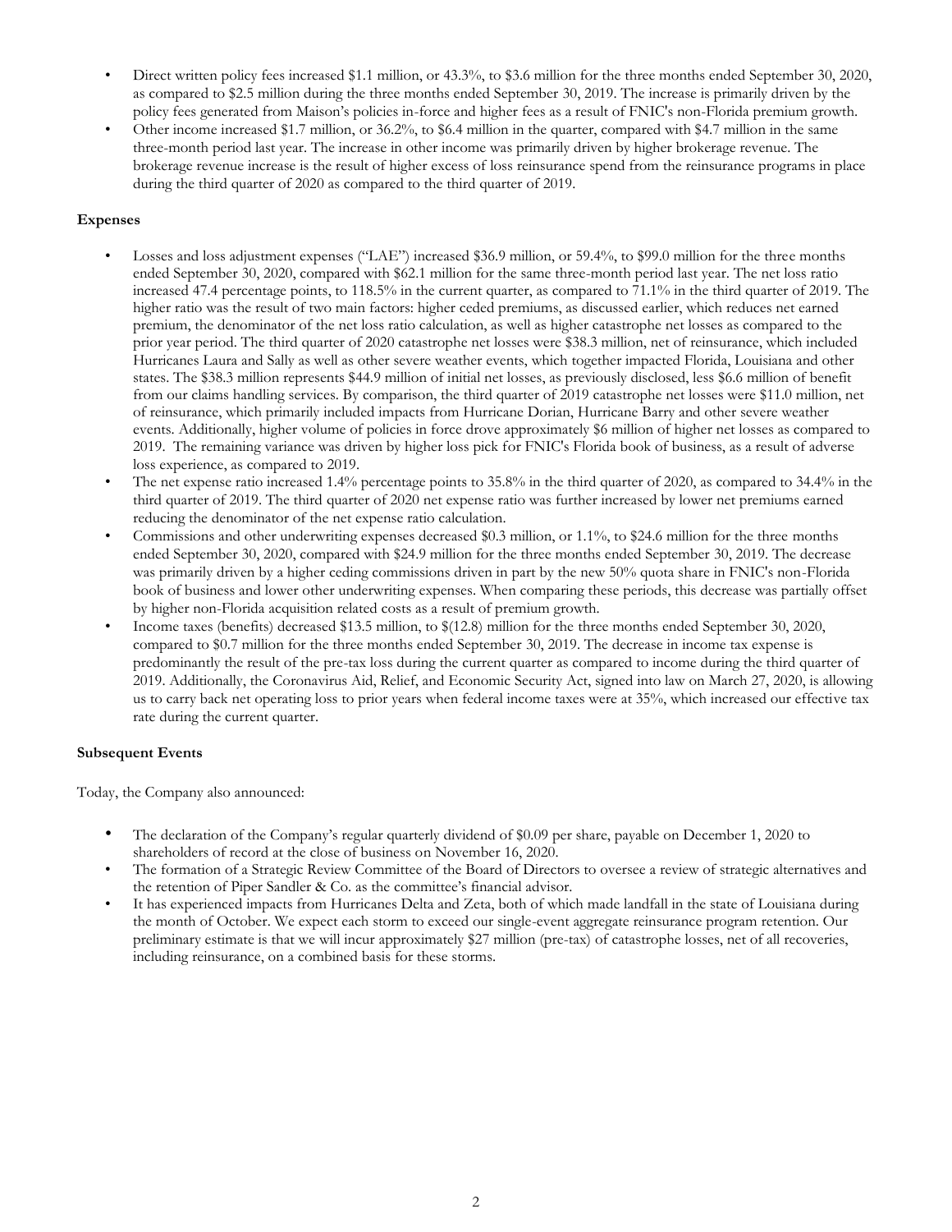- Direct written policy fees increased $1.1 million, or 43.3%, to $3.6 million for the three months ended September 30, 2020, as compared to $2.5 million during the three months ended September 30, 2019. The increase is primarily driven by the policy fees generated from Maison's policies in-force and higher fees as a result of FNIC's non-Florida premium growth.
- Other income increased $1.7 million, or 36.2%, to $6.4 million in the quarter, compared with $4.7 million in the same three-month period last year. The increase in other income was primarily driven by higher brokerage revenue. The brokerage revenue increase is the result of higher excess of loss reinsurance spend from the reinsurance programs in place during the third quarter of 2020 as compared to the third quarter of 2019.

**Expenses**

- Losses and loss adjustment expenses ("LAE") increased $36.9 million, or 59.4%, to $99.0 million for the three months ended September 30, 2020, compared with $62.1 million for the same three-month period last year. The net loss ratio increased 47.4 percentage points, to 118.5% in the current quarter, as compared to 71.1% in the third quarter of 2019. The higher ratio was the result of two main factors: higher ceded premiums, as discussed earlier, which reduces net earned premium, the denominator of the net loss ratio calculation, as well as higher catastrophe net losses as compared to the prior year period. The third quarter of 2020 catastrophe net losses were $38.3 million, net of reinsurance, which included Hurricanes Laura and Sally as well as other severe weather events, which together impacted Florida, Louisiana and other states. The $38.3 million represents $44.9 million of initial net losses, as previously disclosed, less $6.6 million of benefit from our claims handling services. By comparison, the third quarter of 2019 catastrophe net losses were $11.0 million, net of reinsurance, which primarily included impacts from Hurricane Dorian, Hurricane Barry and other severe weather events. Additionally, higher volume of policies in force drove approximately $6 million of higher net losses as compared to 2019. The remaining variance was driven by higher loss pick for FNIC's Florida book of business, as a result of adverse loss experience, as compared to 2019.
- The net expense ratio increased 1.4% percentage points to 35.8% in the third quarter of 2020, as compared to 34.4% in the third quarter of 2019. The third quarter of 2020 net expense ratio was further increased by lower net premiums earned reducing the denominator of the net expense ratio calculation.
- Commissions and other underwriting expenses decreased $0.3 million, or 1.1%, to $24.6 million for the three months ended September 30, 2020, compared with $24.9 million for the three months ended September 30, 2019. The decrease was primarily driven by a higher ceding commissions driven in part by the new 50% quota share in FNIC's non-Florida book of business and lower other underwriting expenses. When comparing these periods, this decrease was partially offset by higher non-Florida acquisition related costs as a result of premium growth.
- Income taxes (benefits) decreased $13.5 million, to $(12.8) million for the three months ended September 30, 2020, compared to $0.7 million for the three months ended September 30, 2019. The decrease in income tax expense is predominantly the result of the pre-tax loss during the current quarter as compared to income during the third quarter of 2019. Additionally, the Coronavirus Aid, Relief, and Economic Security Act, signed into law on March 27, 2020, is allowing us to carry back net operating loss to prior years when federal income taxes were at 35%, which increased our effective tax rate during the current quarter.

**Subsequent Events**

Today, the Company also announced:

- The declaration of the Company's regular quarterly dividend of $0.09 per share, payable on December 1, 2020 to shareholders of record at the close of business on November 16, 2020.
- The formation of a Strategic Review Committee of the Board of Directors to oversee a review of strategic alternatives and the retention of Piper Sandler & Co. as the committee's financial advisor.
- It has experienced impacts from Hurricanes Delta and Zeta, both of which made landfall in the state of Louisiana during the month of October. We expect each storm to exceed our single-event aggregate reinsurance program retention. Our preliminary estimate is that we will incur approximately $27 million (pre-tax) of catastrophe losses, net of all recoveries, including reinsurance, on a combined basis for these storms.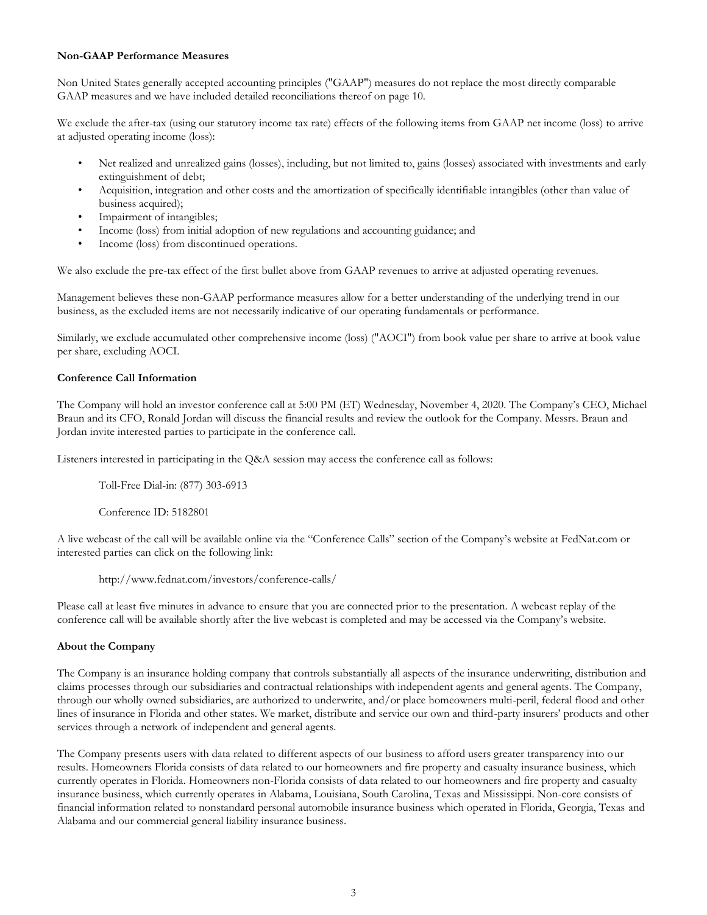**Non-GAAP Performance Measures**

Non United States generally accepted accounting principles ("GAAP") measures do not replace the most directly comparable GAAP measures and we have included detailed reconciliations thereof on page 10.

We exclude the after-tax (using our statutory income tax rate) effects of the following items from GAAP net income (loss) to arrive at adjusted operating income (loss):

- Net realized and unrealized gains (losses), including, but not limited to, gains (losses) associated with investments and early extinguishment of debt;
- Acquisition, integration and other costs and the amortization of specifically identifiable intangibles (other than value of business acquired);
- Impairment of intangibles;
- Income (loss) from initial adoption of new regulations and accounting guidance; and
- Income (loss) from discontinued operations.

We also exclude the pre-tax effect of the first bullet above from GAAP revenues to arrive at adjusted operating revenues.

Management believes these non-GAAP performance measures allow for a better understanding of the underlying trend in our business, as the excluded items are not necessarily indicative of our operating fundamentals or performance.

Similarly, we exclude accumulated other comprehensive income (loss) ("AOCI") from book value per share to arrive at book value per share, excluding AOCI.

**Conference Call Information**

The Company will hold an investor conference call at 5:00 PM (ET) Wednesday, November 4, 2020. The Company's CEO, Michael Braun and its CFO, Ronald Jordan will discuss the financial results and review the outlook for the Company. Messrs. Braun and Jordan invite interested parties to participate in the conference call.

Listeners interested in participating in the Q&A session may access the conference call as follows:

Toll-Free Dial-in: (877) 303-6913

Conference ID: 5182801

A live webcast of the call will be available online via the "Conference Calls" section of the Company's website at FedNat.com or interested parties can click on the following link:

http://www.fednat.com/investors/conference-calls/

Please call at least five minutes in advance to ensure that you are connected prior to the presentation. A webcast replay of the conference call will be available shortly after the live webcast is completed and may be accessed via the Company's website.

**About the Company**

The Company is an insurance holding company that controls substantially all aspects of the insurance underwriting, distribution and claims processes through our subsidiaries and contractual relationships with independent agents and general agents. The Company, through our wholly owned subsidiaries, are authorized to underwrite, and/or place homeowners multi-peril, federal flood and other lines of insurance in Florida and other states. We market, distribute and service our own and third-party insurers' products and other services through a network of independent and general agents.

The Company presents users with data related to different aspects of our business to afford users greater transparency into our results. Homeowners Florida consists of data related to our homeowners and fire property and casualty insurance business, which currently operates in Florida. Homeowners non-Florida consists of data related to our homeowners and fire property and casualty insurance business, which currently operates in Alabama, Louisiana, South Carolina, Texas and Mississippi. Non-core consists of financial information related to nonstandard personal automobile insurance business which operated in Florida, Georgia, Texas and Alabama and our commercial general liability insurance business.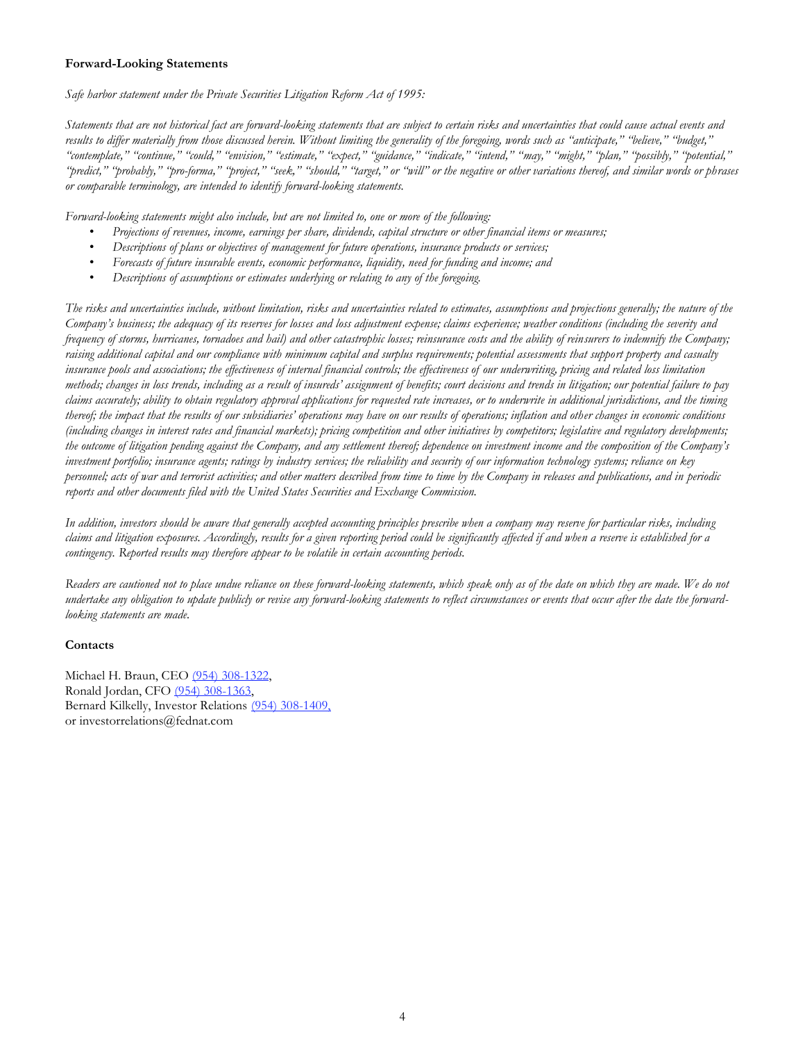**Forward-Looking Statements**

*Safe harbor statement under the Private Securities Litigation Reform Act of 1995:*

*Statements that are not historical fact are forward-looking statements that are subject to certain risks and uncertainties that could cause actual events and results to differ materially from those discussed herein. Without limiting the generality of the foregoing, words such as "anticipate," "believe," "budget," "contemplate," "continue," "could," "envision," "estimate," "expect," "guidance," "indicate," "intend," "may," "might," "plan," "possibly," "potential," "predict," "probably," "pro-forma," "project," "seek," "should," "target," or "will" or the negative or other variations thereof, and similar words or phrases or comparable terminology, are intended to identify forward-looking statements.*

*Forward-looking statements might also include, but are not limited to, one or more of the following:*

- *Projections of revenues, income, earnings per share, dividends, capital structure or other financial items or measures;*
- *Descriptions of plans or objectives of management for future operations, insurance products or services;*
- *Forecasts of future insurable events, economic performance, liquidity, need for funding and income; and*
- *Descriptions of assumptions or estimates underlying or relating to any of the foregoing.*

*The risks and uncertainties include, without limitation, risks and uncertainties related to estimates, assumptions and projections generally; the nature of the Company's business; the adequacy of its reserves for losses and loss adjustment expense; claims experience; weather conditions (including the severity and frequency of storms, hurricanes, tornadoes and hail) and other catastrophic losses; reinsurance costs and the ability of reinsurers to indemnify the Company; raising additional capital and our compliance with minimum capital and surplus requirements; potential assessments that support property and casualty insurance pools and associations; the effectiveness of internal financial controls; the effectiveness of our underwriting, pricing and related loss limitation methods; changes in loss trends, including as a result of insureds' assignment of benefits; court decisions and trends in litigation; our potential failure to pay claims accurately; ability to obtain regulatory approval applications for requested rate increases, or to underwrite in additional jurisdictions, and the timing thereof; the impact that the results of our subsidiaries' operations may have on our results of operations; inflation and other changes in economic conditions (including changes in interest rates and financial markets); pricing competition and other initiatives by competitors; legislative and regulatory developments; the outcome of litigation pending against the Company, and any settlement thereof; dependence on investment income and the composition of the Company's investment portfolio; insurance agents; ratings by industry services; the reliability and security of our information technology systems; reliance on key personnel; acts of war and terrorist activities; and other matters described from time to time by the Company in releases and publications, and in periodic reports and other documents filed with the United States Securities and Exchange Commission.*

*In addition, investors should be aware that generally accepted accounting principles prescribe when a company may reserve for particular risks, including claims and litigation exposures. Accordingly, results for a given reporting period could be significantly affected if and when a reserve is established for a contingency. Reported results may therefore appear to be volatile in certain accounting periods.*

*Readers are cautioned not to place undue reliance on these forward-looking statements, which speak only as of the date on which they are made. We do not undertake any obligation to update publicly or revise any forward-looking statements to reflect circumstances or events that occur after the date the forward-looking statements are made.*

**Contacts**

Michael H. Braun, CEO (954) 308-1322,
Ronald Jordan, CFO (954) 308-1363,
Bernard Kilkelly, Investor Relations (954) 308-1409,
or investorrelations@fednat.com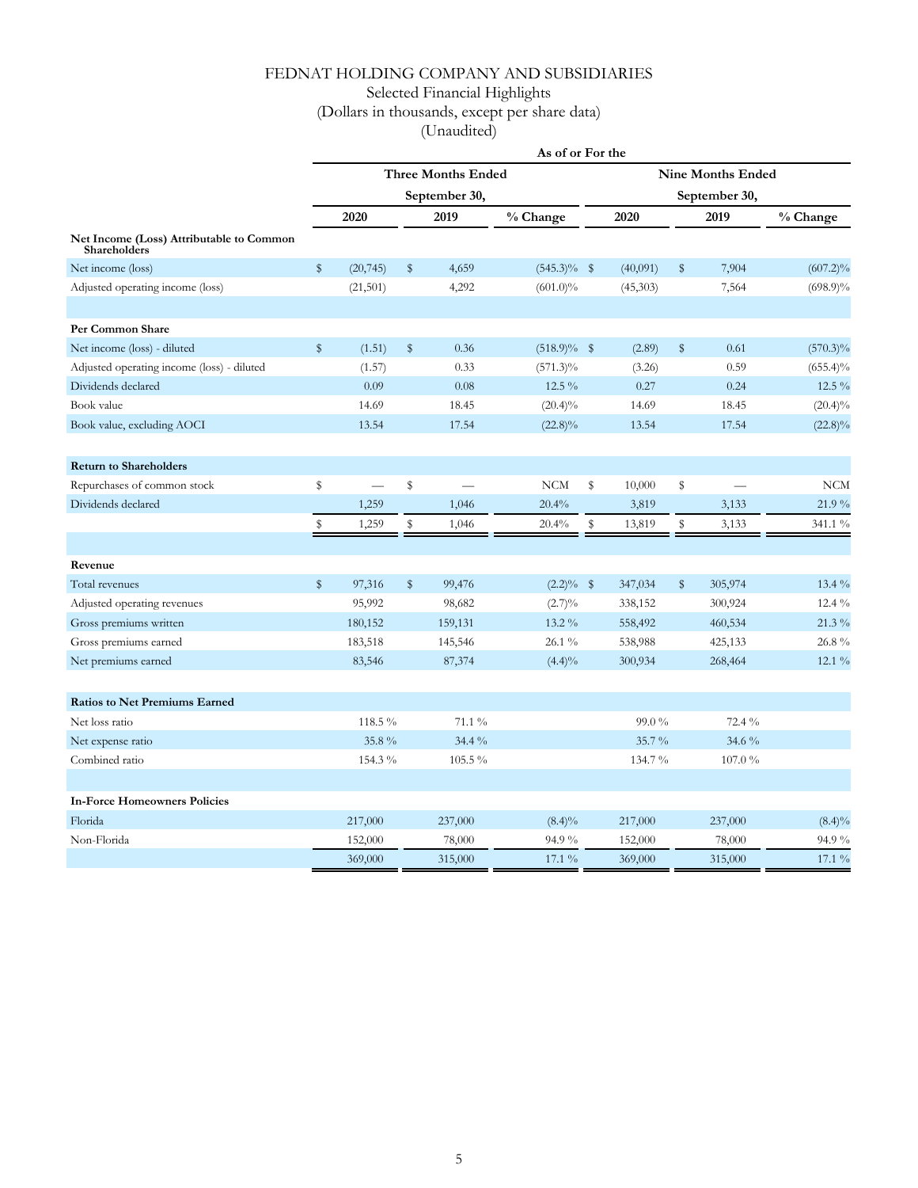# FEDNAT HOLDING COMPANY AND SUBSIDIARIES

Selected Financial Highlights

(Dollars in thousands, except per share data)

(Unaudited)

| | As of or For the | | | | | |
|---|---|---|---|---|---|---|
| | Three Months Ended September 30, | | | Nine Months Ended September 30, | | |
| | 2020 | 2019 | % Change | 2020 | 2019 | % Change |
| **Net Income (Loss) Attributable to Common Shareholders** | | | | | | |
| Net income (loss) | $ (20,745) | $ 4,659 | (545.3)% | $ (40,091) | $ 7,904 | (607.2)% |
| Adjusted operating income (loss) | (21,501) | 4,292 | (601.0)% | (45,303) | 7,564 | (698.9)% |
| **Per Common Share** | | | | | | |
| Net income (loss) - diluted | $ (1.51) | $ 0.36 | (518.9)% | $ (2.89) | $ 0.61 | (570.3)% |
| Adjusted operating income (loss) - diluted | (1.57) | 0.33 | (571.3)% | (3.26) | 0.59 | (655.4)% |
| Dividends declared | 0.09 | 0.08 | 12.5 % | 0.27 | 0.24 | 12.5 % |
| Book value | 14.69 | 18.45 | (20.4)% | 14.69 | 18.45 | (20.4)% |
| Book value, excluding AOCI | 13.54 | 17.54 | (22.8)% | 13.54 | 17.54 | (22.8)% |
| **Return to Shareholders** | | | | | | |
| Repurchases of common stock | $ — | $ — | NCM | $ 10,000 | $ — | NCM |
| Dividends declared | 1,259 | 1,046 | 20.4% | 3,819 | 3,133 | 21.9 % |
| | $ 1,259 | $ 1,046 | 20.4% | $ 13,819 | $ 3,133 | 341.1 % |
| **Revenue** | | | | | | |
| Total revenues | $ 97,316 | $ 99,476 | (2.2)% | $ 347,034 | $ 305,974 | 13.4 % |
| Adjusted operating revenues | 95,992 | 98,682 | (2.7)% | 338,152 | 300,924 | 12.4 % |
| Gross premiums written | 180,152 | 159,131 | 13.2 % | 558,492 | 460,534 | 21.3 % |
| Gross premiums earned | 183,518 | 145,546 | 26.1 % | 538,988 | 425,133 | 26.8 % |
| Net premiums earned | 83,546 | 87,374 | (4.4)% | 300,934 | 268,464 | 12.1 % |
| **Ratios to Net Premiums Earned** | | | | | | |
| Net loss ratio | 118.5 % | 71.1 % | | 99.0 % | 72.4 % | |
| Net expense ratio | 35.8 % | 34.4 % | | 35.7 % | 34.6 % | |
| Combined ratio | 154.3 % | 105.5 % | | 134.7 % | 107.0 % | |
| **In-Force Homeowners Policies** | | | | | | |
| Florida | 217,000 | 237,000 | (8.4)% | 217,000 | 237,000 | (8.4)% |
| Non-Florida | 152,000 | 78,000 | 94.9 % | 152,000 | 78,000 | 94.9 % |
| | 369,000 | 315,000 | 17.1 % | 369,000 | 315,000 | 17.1 % |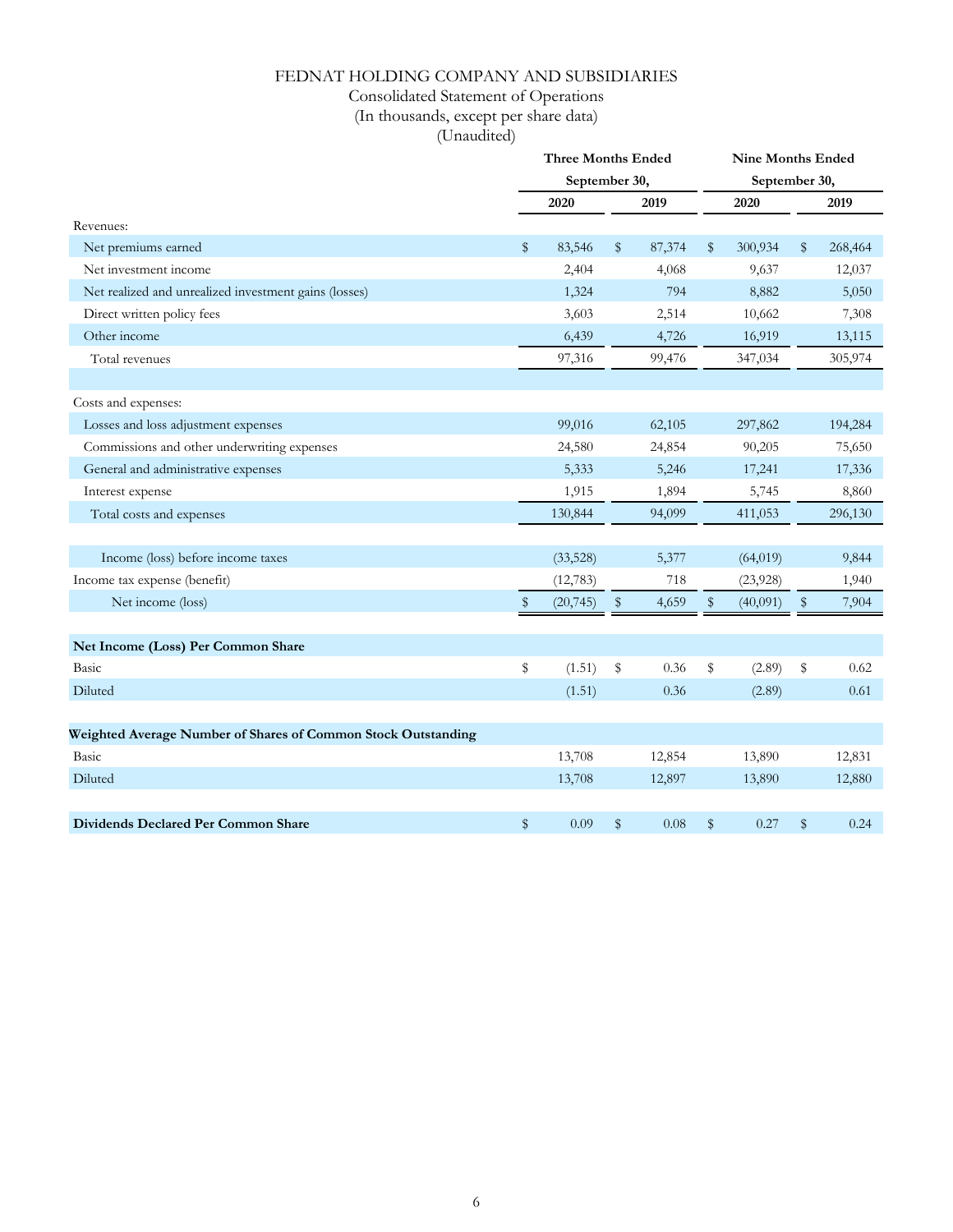# FEDNAT HOLDING COMPANY AND SUBSIDIARIES

Consolidated Statement of Operations
(In thousands, except per share data)
(Unaudited)

| | Three Months Ended September 30, | | Nine Months Ended September 30, | |
|---|---|---|---|---|
| | 2020 | 2019 | 2020 | 2019 |
| Revenues: | | | | |
| Net premiums earned | $ 83,546 | $ 87,374 | $ 300,934 | $ 268,464 |
| Net investment income | 2,404 | 4,068 | 9,637 | 12,037 |
| Net realized and unrealized investment gains (losses) | 1,324 | 794 | 8,882 | 5,050 |
| Direct written policy fees | 3,603 | 2,514 | 10,662 | 7,308 |
| Other income | 6,439 | 4,726 | 16,919 | 13,115 |
| Total revenues | 97,316 | 99,476 | 347,034 | 305,974 |
| | | | | |
| Costs and expenses: | | | | |
| Losses and loss adjustment expenses | 99,016 | 62,105 | 297,862 | 194,284 |
| Commissions and other underwriting expenses | 24,580 | 24,854 | 90,205 | 75,650 |
| General and administrative expenses | 5,333 | 5,246 | 17,241 | 17,336 |
| Interest expense | 1,915 | 1,894 | 5,745 | 8,860 |
| Total costs and expenses | 130,844 | 94,099 | 411,053 | 296,130 |
| | | | | |
| Income (loss) before income taxes | (33,528) | 5,377 | (64,019) | 9,844 |
| Income tax expense (benefit) | (12,783) | 718 | (23,928) | 1,940 |
| Net income (loss) | $ (20,745) | $ 4,659 | $ (40,091) | $ 7,904 |
| | | | | |
| **Net Income (Loss) Per Common Share** | | | | |
| Basic | $ (1.51) | $ 0.36 | $ (2.89) | $ 0.62 |
| Diluted | (1.51) | 0.36 | (2.89) | 0.61 |
| | | | | |
| **Weighted Average Number of Shares of Common Stock Outstanding** | | | | |
| Basic | 13,708 | 12,854 | 13,890 | 12,831 |
| Diluted | 13,708 | 12,897 | 13,890 | 12,880 |
| | | | | |
| **Dividends Declared Per Common Share** | $ 0.09 | $ 0.08 | $ 0.27 | $ 0.24 |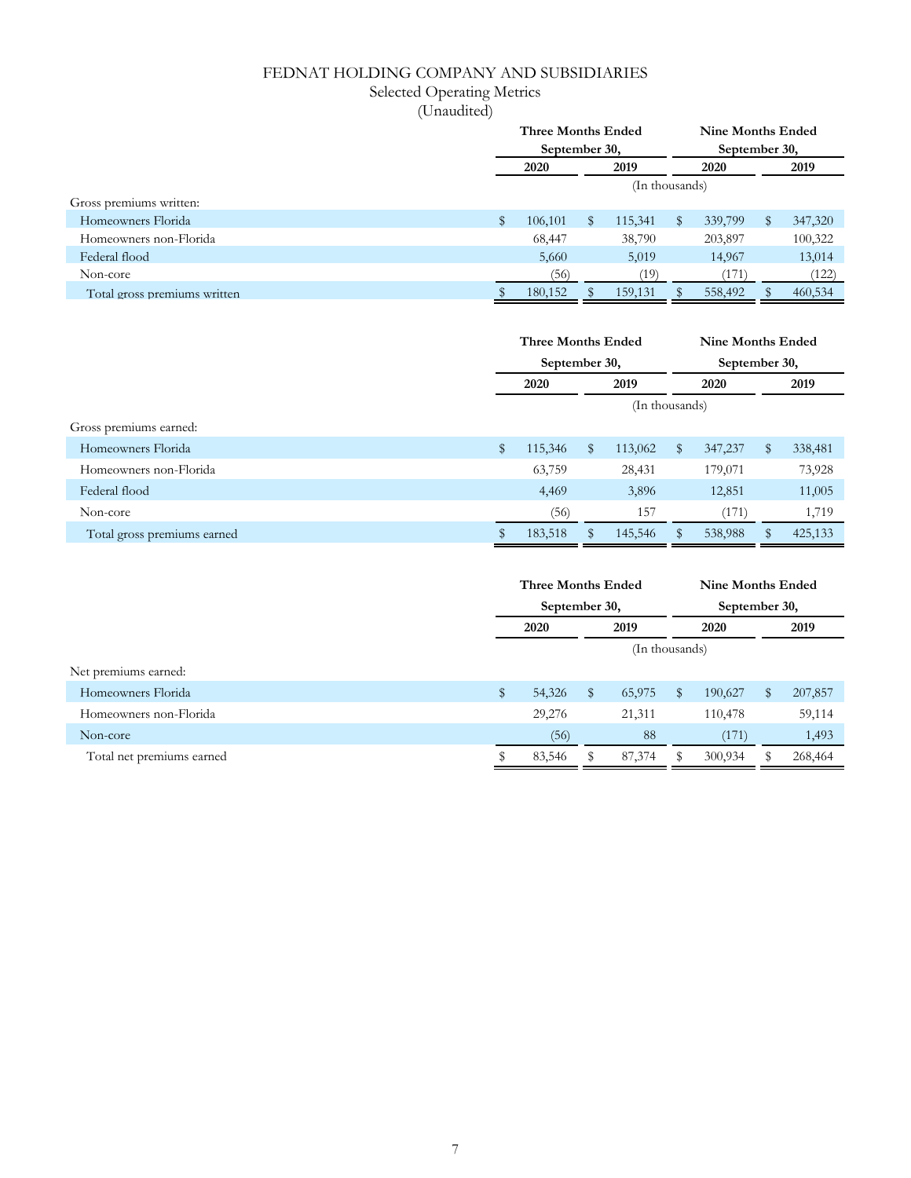FEDNAT HOLDING COMPANY AND SUBSIDIARIES

Selected Operating Metrics

(Unaudited)

| | Three Months Ended September 30, | | Nine Months Ended September 30, | |
|---|---|---|---|---|
| | 2020 | 2019 | 2020 | 2019 |
| | (In thousands) | | | |
| Gross premiums written: | | | | |
| Homeowners Florida | $ 106,101 | $ 115,341 | $ 339,799 | $ 347,320 |
| Homeowners non-Florida | 68,447 | 38,790 | 203,897 | 100,322 |
| Federal flood | 5,660 | 5,019 | 14,967 | 13,014 |
| Non-core | (56) | (19) | (171) | (122) |
| Total gross premiums written | $ 180,152 | $ 159,131 | $ 558,492 | $ 460,534 |

| | Three Months Ended September 30, | | Nine Months Ended September 30, | |
|---|---|---|---|---|
| | 2020 | 2019 | 2020 | 2019 |
| | (In thousands) | | | |
| Gross premiums earned: | | | | |
| Homeowners Florida | $ 115,346 | $ 113,062 | $ 347,237 | $ 338,481 |
| Homeowners non-Florida | 63,759 | 28,431 | 179,071 | 73,928 |
| Federal flood | 4,469 | 3,896 | 12,851 | 11,005 |
| Non-core | (56) | 157 | (171) | 1,719 |
| Total gross premiums earned | $ 183,518 | $ 145,546 | $ 538,988 | $ 425,133 |

| | Three Months Ended September 30, | | Nine Months Ended September 30, | |
|---|---|---|---|---|
| | 2020 | 2019 | 2020 | 2019 |
| | (In thousands) | | | |
| Net premiums earned: | | | | |
| Homeowners Florida | $ 54,326 | $ 65,975 | $ 190,627 | $ 207,857 |
| Homeowners non-Florida | 29,276 | 21,311 | 110,478 | 59,114 |
| Non-core | (56) | 88 | (171) | 1,493 |
| Total net premiums earned | $ 83,546 | $ 87,374 | $ 300,934 | $ 268,464 |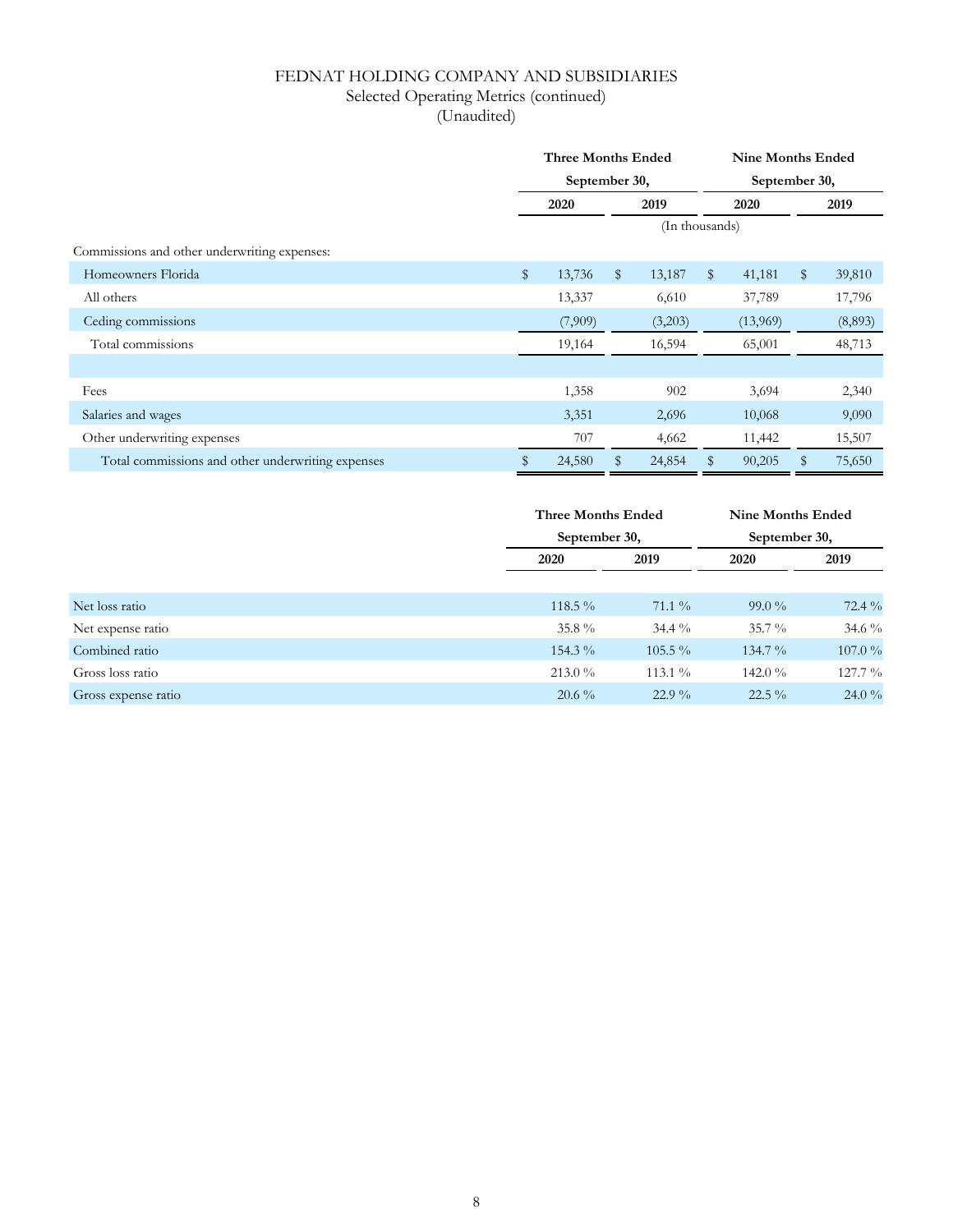# FEDNAT HOLDING COMPANY AND SUBSIDIARIES

Selected Operating Metrics (continued)

(Unaudited)

| | Three Months Ended September 30, | | Nine Months Ended September 30, | |
|---|---|---|---|---|
| | 2020 | 2019 | 2020 | 2019 |
| | (In thousands) | | | |
| Commissions and other underwriting expenses: | | | | |
| Homeowners Florida | $ 13,736 | $ 13,187 | $ 41,181 | $ 39,810 |
| All others | 13,337 | 6,610 | 37,789 | 17,796 |
| Ceding commissions | (7,909) | (3,203) | (13,969) | (8,893) |
| Total commissions | 19,164 | 16,594 | 65,001 | 48,713 |
| | | | | |
| Fees | 1,358 | 902 | 3,694 | 2,340 |
| Salaries and wages | 3,351 | 2,696 | 10,068 | 9,090 |
| Other underwriting expenses | 707 | 4,662 | 11,442 | 15,507 |
| Total commissions and other underwriting expenses | $ 24,580 | $ 24,854 | $ 90,205 | $ 75,650 |

| | Three Months Ended September 30, | | Nine Months Ended September 30, | |
|---|---|---|---|---|
| | 2020 | 2019 | 2020 | 2019 |
| Net loss ratio | 118.5 % | 71.1 % | 99.0 % | 72.4 % |
| Net expense ratio | 35.8 % | 34.4 % | 35.7 % | 34.6 % |
| Combined ratio | 154.3 % | 105.5 % | 134.7 % | 107.0 % |
| Gross loss ratio | 213.0 % | 113.1 % | 142.0 % | 127.7 % |
| Gross expense ratio | 20.6 % | 22.9 % | 22.5 % | 24.0 % |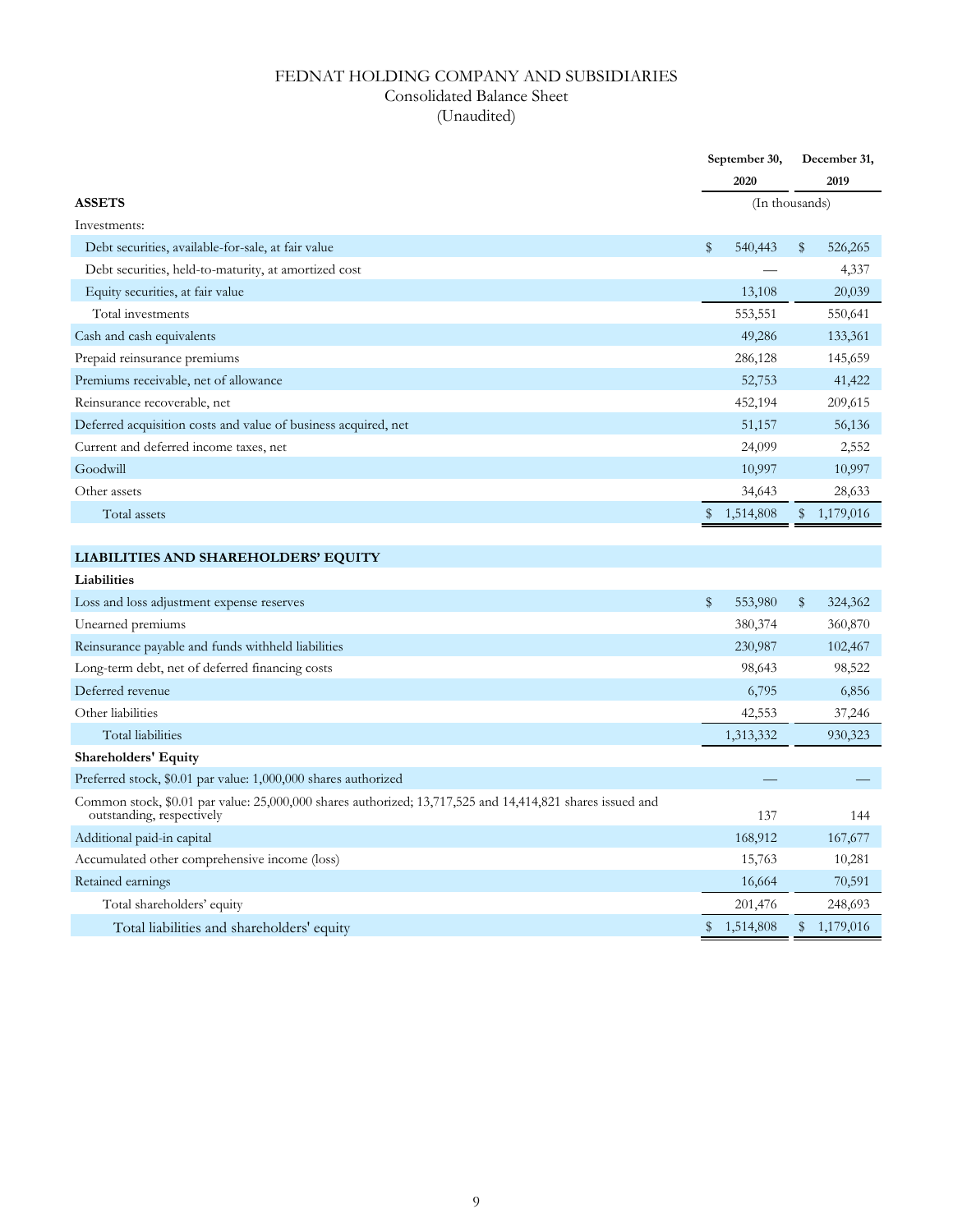# FEDNAT HOLDING COMPANY AND SUBSIDIARIES
## Consolidated Balance Sheet
### (Unaudited)

| | September 30, 2020 | December 31, 2019 |
|---|---|---|
| **ASSETS** | (In thousands) | |
| Investments: | | |
| Debt securities, available-for-sale, at fair value | $ 540,443 | $ 526,265 |
| Debt securities, held-to-maturity, at amortized cost | — | 4,337 |
| Equity securities, at fair value | 13,108 | 20,039 |
| Total investments | 553,551 | 550,641 |
| Cash and cash equivalents | 49,286 | 133,361 |
| Prepaid reinsurance premiums | 286,128 | 145,659 |
| Premiums receivable, net of allowance | 52,753 | 41,422 |
| Reinsurance recoverable, net | 452,194 | 209,615 |
| Deferred acquisition costs and value of business acquired, net | 51,157 | 56,136 |
| Current and deferred income taxes, net | 24,099 | 2,552 |
| Goodwill | 10,997 | 10,997 |
| Other assets | 34,643 | 28,633 |
| Total assets | $ 1,514,808 | $ 1,179,016 |
| | | |
| **LIABILITIES AND SHAREHOLDERS' EQUITY** | | |
| **Liabilities** | | |
| Loss and loss adjustment expense reserves | $ 553,980 | $ 324,362 |
| Unearned premiums | 380,374 | 360,870 |
| Reinsurance payable and funds withheld liabilities | 230,987 | 102,467 |
| Long-term debt, net of deferred financing costs | 98,643 | 98,522 |
| Deferred revenue | 6,795 | 6,856 |
| Other liabilities | 42,553 | 37,246 |
| Total liabilities | 1,313,332 | 930,323 |
| **Shareholders' Equity** | | |
| Preferred stock, $0.01 par value: 1,000,000 shares authorized | — | — |
| Common stock, $0.01 par value: 25,000,000 shares authorized; 13,717,525 and 14,414,821 shares issued and outstanding, respectively | 137 | 144 |
| Additional paid-in capital | 168,912 | 167,677 |
| Accumulated other comprehensive income (loss) | 15,763 | 10,281 |
| Retained earnings | 16,664 | 70,591 |
| Total shareholders' equity | 201,476 | 248,693 |
| Total liabilities and shareholders' equity | $ 1,514,808 | $ 1,179,016 |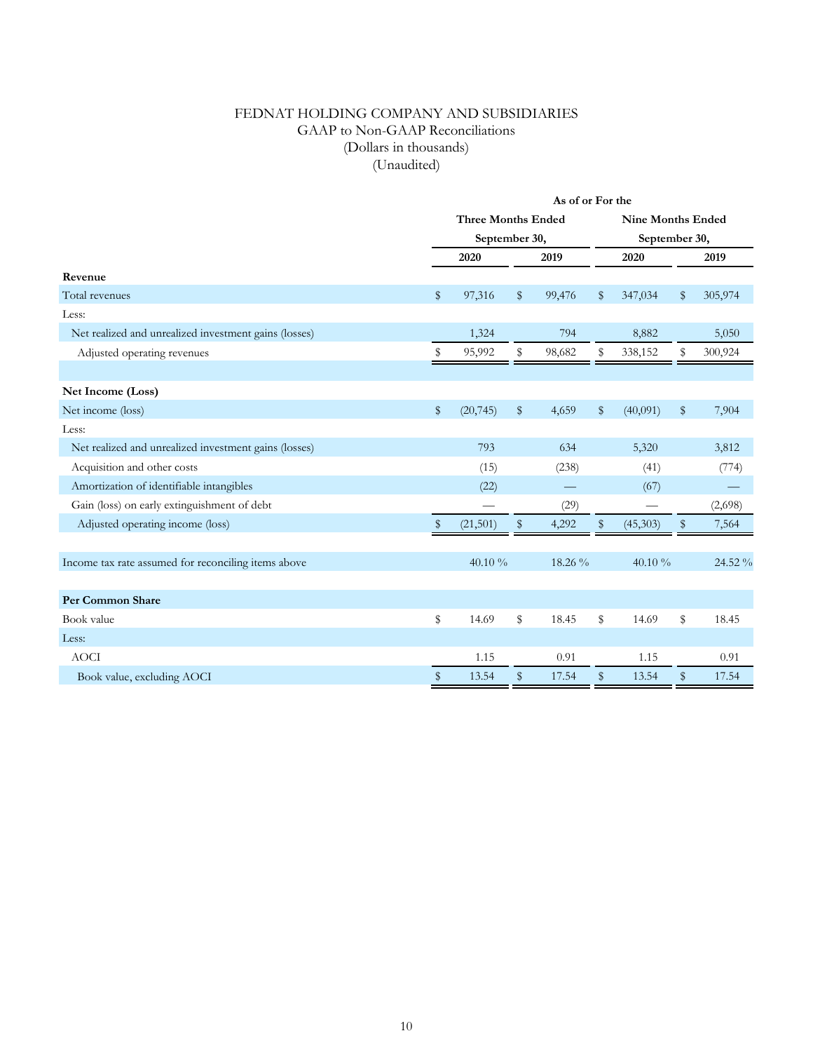FEDNAT HOLDING COMPANY AND SUBSIDIARIES
GAAP to Non-GAAP Reconciliations
(Dollars in thousands)
(Unaudited)

| | As of or For the | | | |
|---|---|---|---|---|
| | Three Months Ended September 30, | | Nine Months Ended September 30, | |
| | 2020 | 2019 | 2020 | 2019 |
| **Revenue** | | | | |
| Total revenues | $ 97,316 | $ 99,476 | $ 347,034 | $ 305,974 |
| Less: | | | | |
| Net realized and unrealized investment gains (losses) | 1,324 | 794 | 8,882 | 5,050 |
| Adjusted operating revenues | $ 95,992 | $ 98,682 | $ 338,152 | $ 300,924 |
| | | | | |
| **Net Income (Loss)** | | | | |
| Net income (loss) | $ (20,745) | $ 4,659 | $ (40,091) | $ 7,904 |
| Less: | | | | |
| Net realized and unrealized investment gains (losses) | 793 | 634 | 5,320 | 3,812 |
| Acquisition and other costs | (15) | (238) | (41) | (774) |
| Amortization of identifiable intangibles | (22) | — | (67) | — |
| Gain (loss) on early extinguishment of debt | — | (29) | — | (2,698) |
| Adjusted operating income (loss) | $ (21,501) | $ 4,292 | $ (45,303) | $ 7,564 |
| | | | | |
| Income tax rate assumed for reconciling items above | 40.10 % | 18.26 % | 40.10 % | 24.52 % |
| | | | | |
| **Per Common Share** | | | | |
| Book value | $ 14.69 | $ 18.45 | $ 14.69 | $ 18.45 |
| Less: | | | | |
| AOCI | 1.15 | 0.91 | 1.15 | 0.91 |
| Book value, excluding AOCI | $ 13.54 | $ 17.54 | $ 13.54 | $ 17.54 |